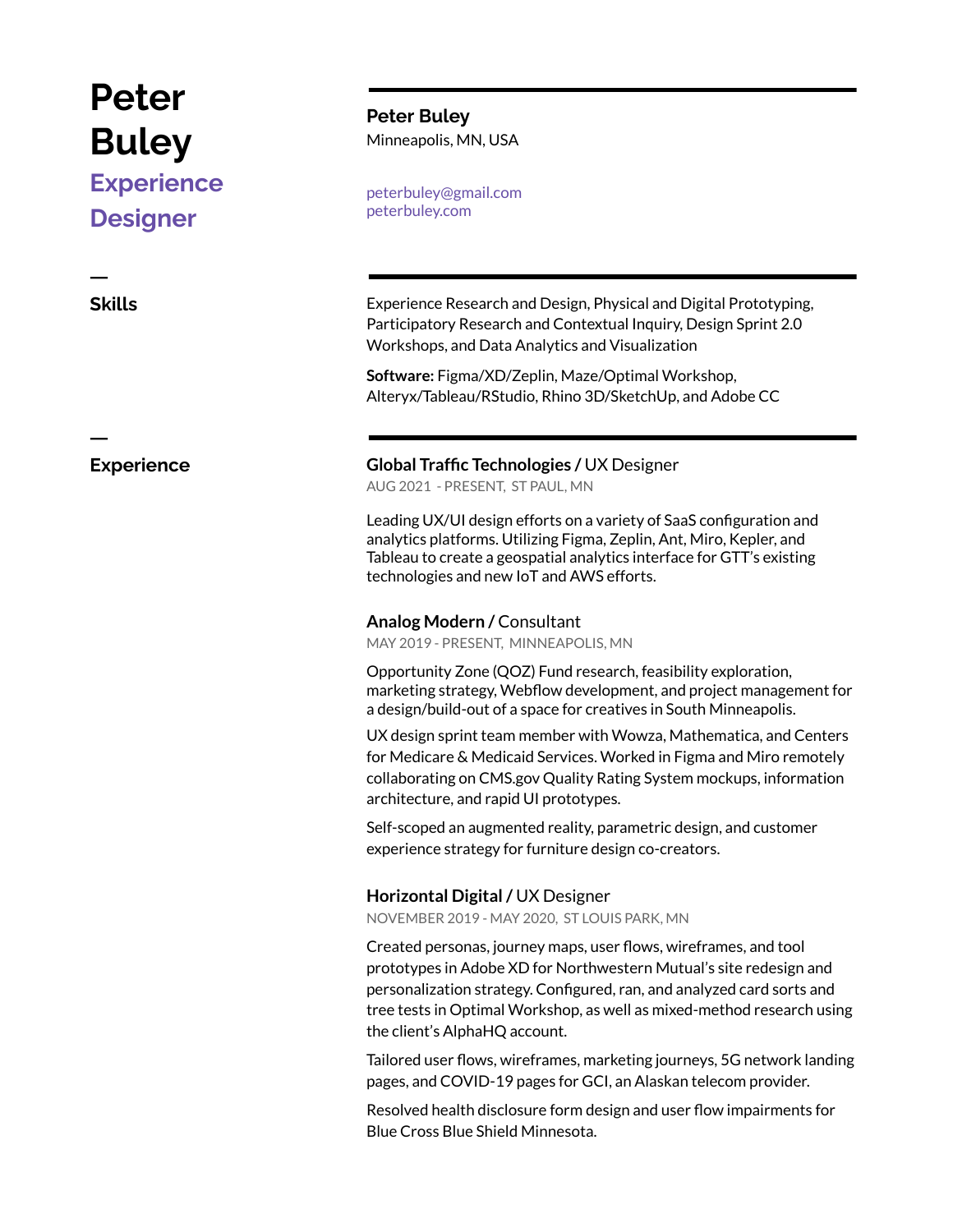# Peter Buley

## Experience Designer

**Peter Buley**
Minneapolis, MN, USA

peterbuley@gmail.com
peterbuley.com

## Skills

Experience Research and Design, Physical and Digital Prototyping, Participatory Research and Contextual Inquiry, Design Sprint 2.0 Workshops, and Data Analytics and Visualization

**Software:** Figma/XD/Zeplin, Maze/Optimal Workshop, Alteryx/Tableau/RStudio, Rhino 3D/SketchUp, and Adobe CC

## Experience

### Global Traffic Technologies / UX Designer

AUG 2021 - PRESENT, ST PAUL, MN

Leading UX/UI design efforts on a variety of SaaS configuration and analytics platforms. Utilizing Figma, Zeplin, Ant, Miro, Kepler, and Tableau to create a geospatial analytics interface for GTT's existing technologies and new IoT and AWS efforts.

### Analog Modern / Consultant

MAY 2019 - PRESENT, MINNEAPOLIS, MN

Opportunity Zone (QOZ) Fund research, feasibility exploration, marketing strategy, Webflow development, and project management for a design/build-out of a space for creatives in South Minneapolis.

UX design sprint team member with Wowza, Mathematica, and Centers for Medicare & Medicaid Services. Worked in Figma and Miro remotely collaborating on CMS.gov Quality Rating System mockups, information architecture, and rapid UI prototypes.

Self-scoped an augmented reality, parametric design, and customer experience strategy for furniture design co-creators.

### Horizontal Digital / UX Designer

NOVEMBER 2019 - MAY 2020, ST LOUIS PARK, MN

Created personas, journey maps, user flows, wireframes, and tool prototypes in Adobe XD for Northwestern Mutual's site redesign and personalization strategy. Configured, ran, and analyzed card sorts and tree tests in Optimal Workshop, as well as mixed-method research using the client's AlphaHQ account.

Tailored user flows, wireframes, marketing journeys, 5G network landing pages, and COVID-19 pages for GCI, an Alaskan telecom provider.

Resolved health disclosure form design and user flow impairments for Blue Cross Blue Shield Minnesota.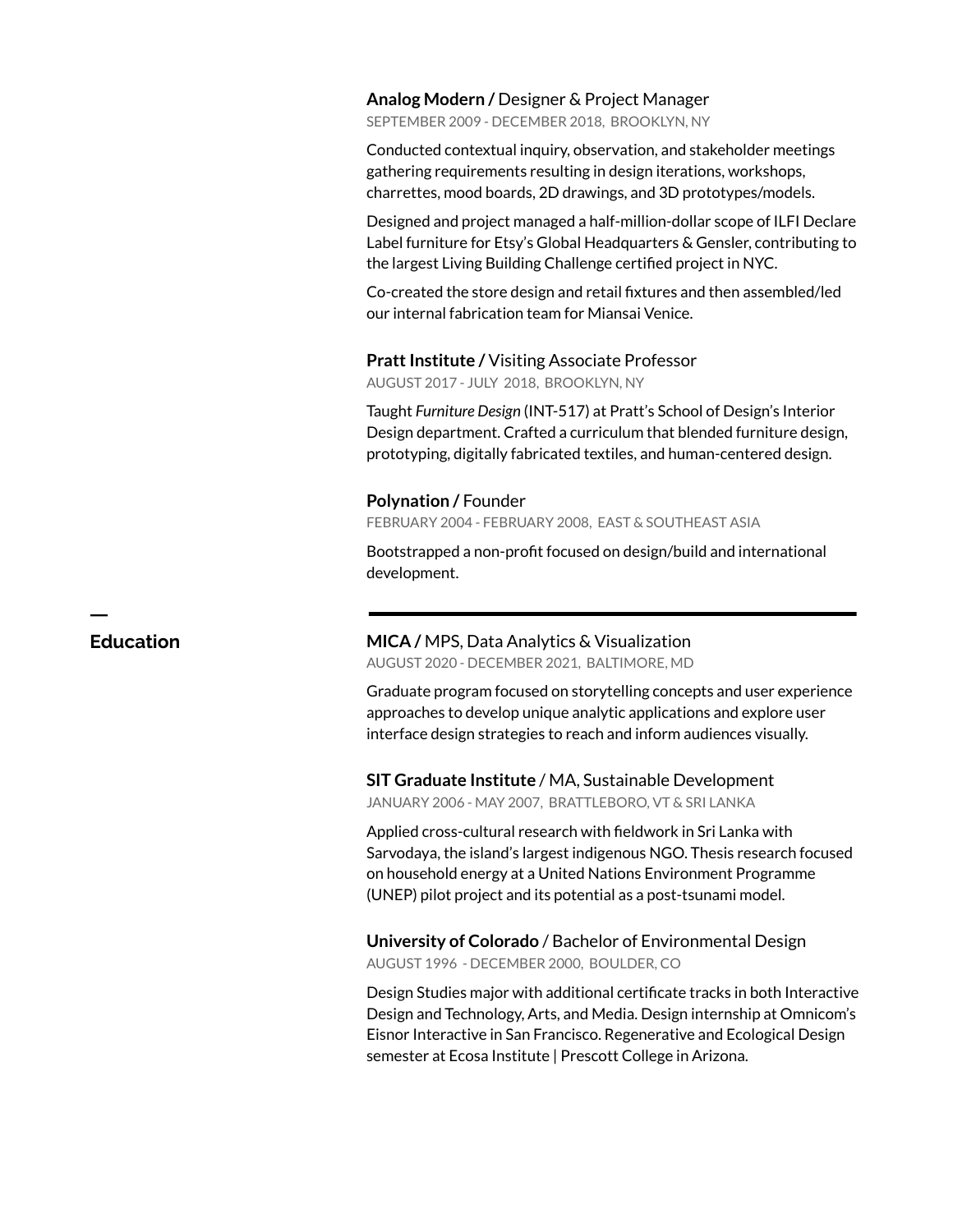**Analog Modern /** Designer & Project Manager
SEPTEMBER 2009 - DECEMBER 2018, BROOKLYN, NY

Conducted contextual inquiry, observation, and stakeholder meetings gathering requirements resulting in design iterations, workshops, charrettes, mood boards, 2D drawings, and 3D prototypes/models.

Designed and project managed a half-million-dollar scope of ILFI Declare Label furniture for Etsy's Global Headquarters & Gensler, contributing to the largest Living Building Challenge certified project in NYC.

Co-created the store design and retail fixtures and then assembled/led our internal fabrication team for Miansai Venice.

**Pratt Institute /** Visiting Associate Professor
AUGUST 2017 - JULY 2018, BROOKLYN, NY

Taught *Furniture Design* (INT-517) at Pratt's School of Design's Interior Design department. Crafted a curriculum that blended furniture design, prototyping, digitally fabricated textiles, and human-centered design.

**Polynation /** Founder
FEBRUARY 2004 - FEBRUARY 2008, EAST & SOUTHEAST ASIA

Bootstrapped a non-profit focused on design/build and international development.

## Education

**MICA /** MPS, Data Analytics & Visualization
AUGUST 2020 - DECEMBER 2021, BALTIMORE, MD

Graduate program focused on storytelling concepts and user experience approaches to develop unique analytic applications and explore user interface design strategies to reach and inform audiences visually.

**SIT Graduate Institute** / MA, Sustainable Development
JANUARY 2006 - MAY 2007, BRATTLEBORO, VT & SRI LANKA

Applied cross-cultural research with fieldwork in Sri Lanka with Sarvodaya, the island's largest indigenous NGO. Thesis research focused on household energy at a United Nations Environment Programme (UNEP) pilot project and its potential as a post-tsunami model.

**University of Colorado** / Bachelor of Environmental Design
AUGUST 1996 - DECEMBER 2000, BOULDER, CO

Design Studies major with additional certificate tracks in both Interactive Design and Technology, Arts, and Media. Design internship at Omnicom's Eisnor Interactive in San Francisco. Regenerative and Ecological Design semester at Ecosa Institute | Prescott College in Arizona.